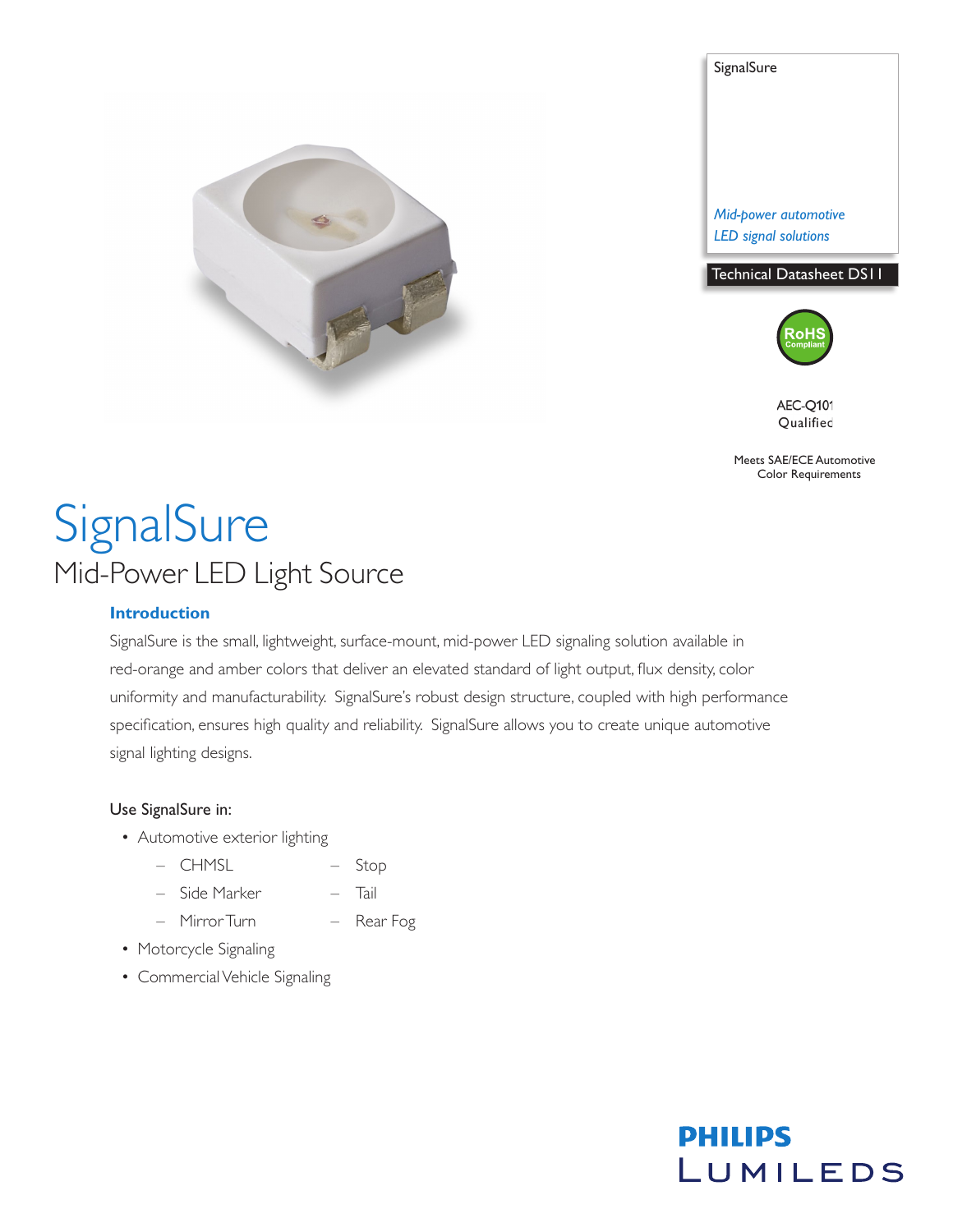SignalSure

*Mid-power automotive LED signal solutions*

Technical Datasheet DS11

RoHS Compliant

AEC-Q101 Qualified

Meets SAE/ECE Automotive Color Requirements

# SignalSure

## Mid-Power LED Light Source

### Introduction

SignalSure is the small, lightweight, surface-mount, mid-power LED signaling solution available in red-orange and amber colors that deliver an elevated standard of light output, flux density, color uniformity and manufacturability. SignalSure's robust design structure, coupled with high performance specification, ensures high quality and reliability. SignalSure allows you to create unique automotive signal lighting designs.

Use SignalSure in:

- Automotive exterior lighting
  - CHMSL
  - Side Marker
  - Mirror Turn
  - Stop
  - Tail
  - Rear Fog
- Motorcycle Signaling
- Commercial Vehicle Signaling

PHILIPS LUMILEDS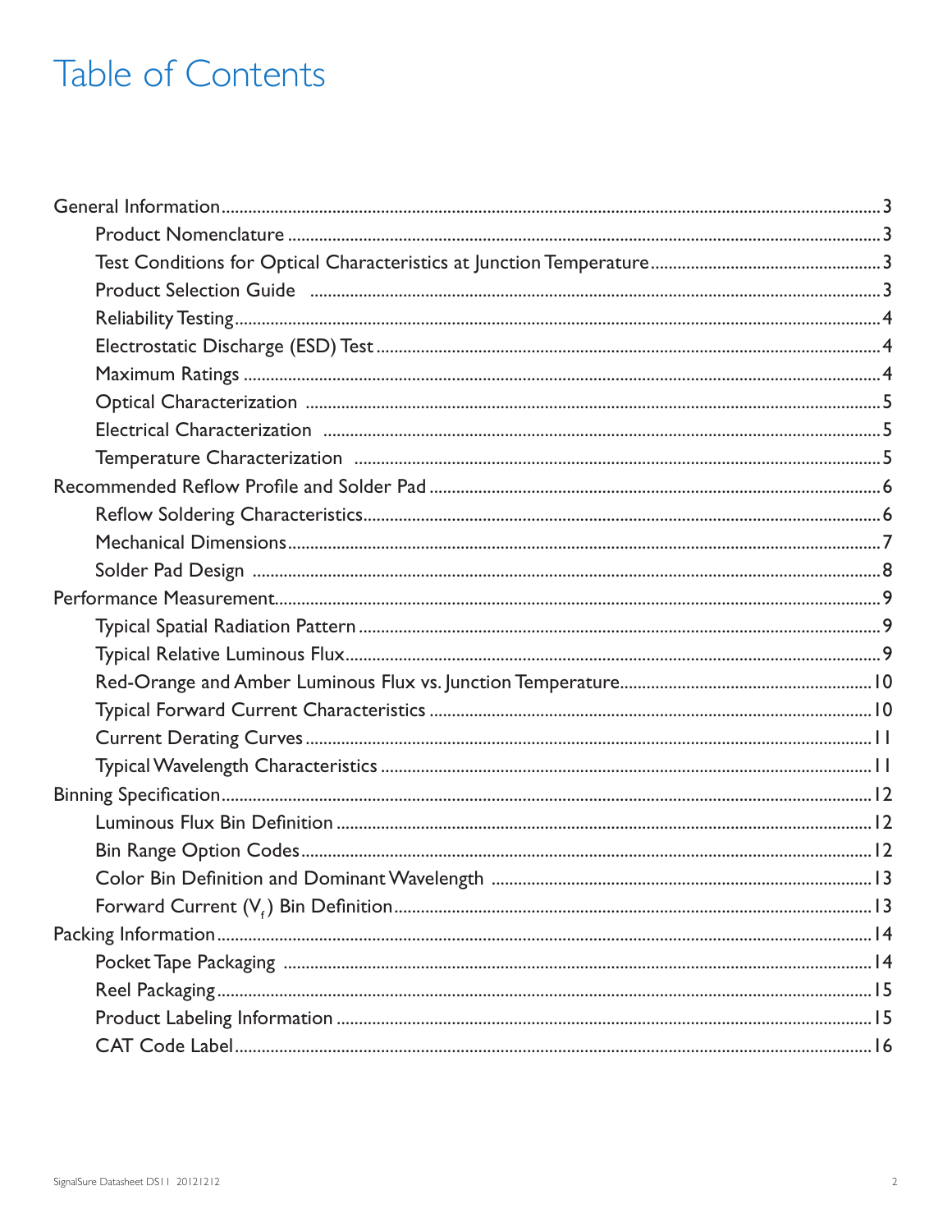# Table of Contents

- General Information ... 3
  - Product Nomenclature ... 3
  - Test Conditions for Optical Characteristics at Junction Temperature ... 3
  - Product Selection Guide ... 3
  - Reliability Testing ... 4
  - Electrostatic Discharge (ESD) Test ... 4
  - Maximum Ratings ... 4
  - Optical Characterization ... 5
  - Electrical Characterization ... 5
  - Temperature Characterization ... 5
- Recommended Reflow Profile and Solder Pad ... 6
  - Reflow Soldering Characteristics ... 6
  - Mechanical Dimensions ... 7
  - Solder Pad Design ... 8
- Performance Measurement ... 9
  - Typical Spatial Radiation Pattern ... 9
  - Typical Relative Luminous Flux ... 9
  - Red-Orange and Amber Luminous Flux vs. Junction Temperature ... 10
  - Typical Forward Current Characteristics ... 10
  - Current Derating Curves ... 11
  - Typical Wavelength Characteristics ... 11
- Binning Specification ... 12
  - Luminous Flux Bin Definition ... 12
  - Bin Range Option Codes ... 12
  - Color Bin Definition and Dominant Wavelength ... 13
  - Forward Current ($V_f$) Bin Definition ... 13
- Packing Information ... 14
  - Pocket Tape Packaging ... 14
  - Reel Packaging ... 15
  - Product Labeling Information ... 15
  - CAT Code Label ... 16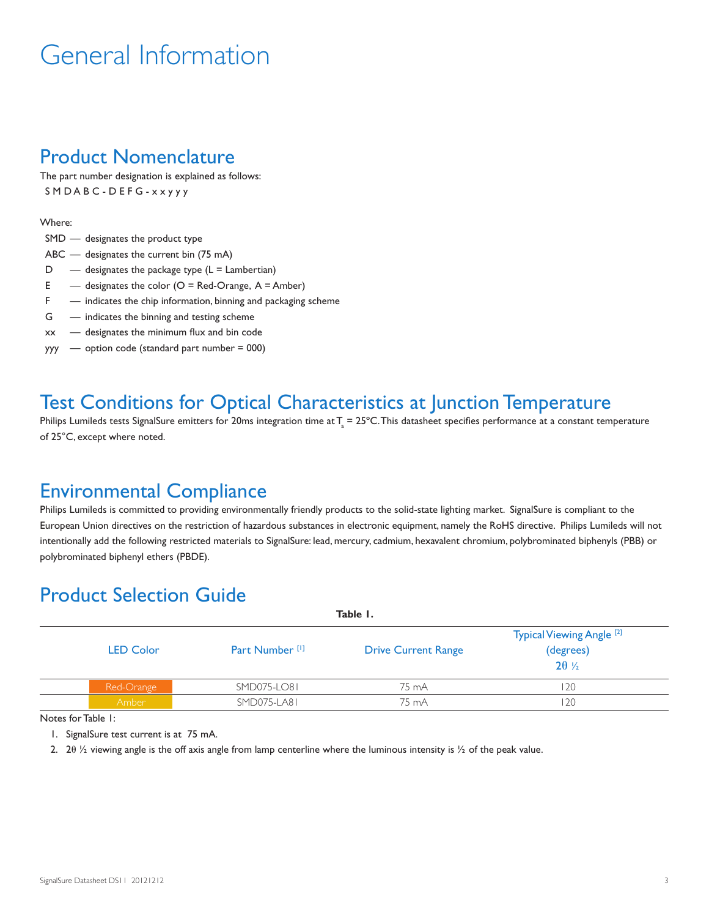# General Information

## Product Nomenclature

The part number designation is explained as follows:

S M D A B C - D E F G - x x y y y

Where:

- SMD — designates the product type
- ABC — designates the current bin (75 mA)
- D — designates the package type (L = Lambertian)
- E — designates the color (O = Red-Orange, A = Amber)
- F — indicates the chip information, binning and packaging scheme
- G — indicates the binning and testing scheme
- xx — designates the minimum flux and bin code
- yyy — option code (standard part number = 000)

## Test Conditions for Optical Characteristics at Junction Temperature

Philips Lumileds tests SignalSure emitters for 20ms integration time at $T_a$ = 25°C. This datasheet specifies performance at a constant temperature of 25°C, except where noted.

## Environmental Compliance

Philips Lumileds is committed to providing environmentally friendly products to the solid-state lighting market. SignalSure is compliant to the European Union directives on the restriction of hazardous substances in electronic equipment, namely the RoHS directive. Philips Lumileds will not intentionally add the following restricted materials to SignalSure: lead, mercury, cadmium, hexavalent chromium, polybrominated biphenyls (PBB) or polybrominated biphenyl ethers (PBDE).

## Product Selection Guide

**Table 1.**

| LED Color | Part Number [1] | Drive Current Range | Typical Viewing Angle [2] (degrees) $2\theta_{1/2}$ |
|---|---|---|---|
| Red-Orange | SMD075-LO81 | 75 mA | 120 |
| Amber | SMD075-LA81 | 75 mA | 120 |

Notes for Table 1:

1. SignalSure test current is at 75 mA.
2. $2\theta_{1/2}$ viewing angle is the off axis angle from lamp centerline where the luminous intensity is ½ of the peak value.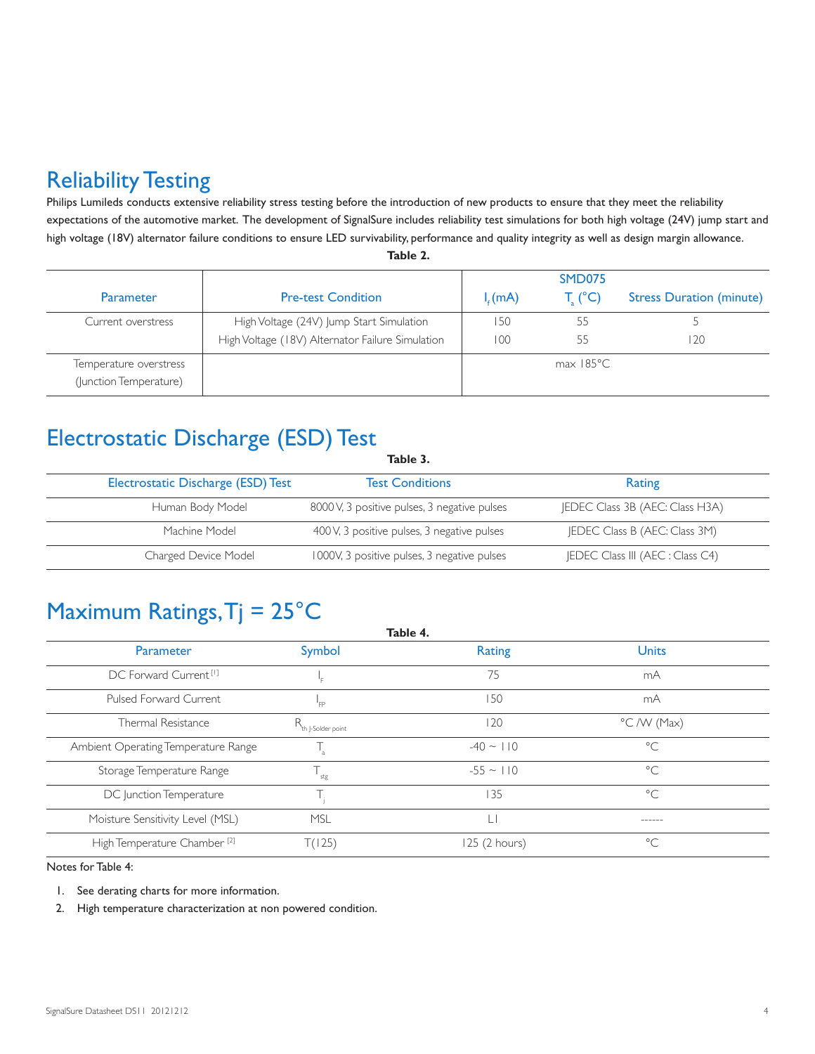## Reliability Testing

Philips Lumileds conducts extensive reliability stress testing before the introduction of new products to ensure that they meet the reliability expectations of the automotive market. The development of SignalSure includes reliability test simulations for both high voltage (24V) jump start and high voltage (18V) alternator failure conditions to ensure LED survivability, performance and quality integrity as well as design margin allowance.

**Table 2.**

| Parameter | Pre-test Condition | SMD075 | | |
|---|---|---|---|---|
| | | $I_f$ (mA) | $T_a$ (°C) | Stress Duration (minute) |
| Current overstress | High Voltage (24V) Jump Start Simulation | 150 | 55 | 5 |
| | High Voltage (18V) Alternator Failure Simulation | 100 | 55 | 120 |
| Temperature overstress (Junction Temperature) | | max 185°C | | |

## Electrostatic Discharge (ESD) Test

**Table 3.**

| Electrostatic Discharge (ESD) Test | Test Conditions | Rating |
|---|---|---|
| Human Body Model | 8000 V, 3 positive pulses, 3 negative pulses | JEDEC Class 3B (AEC: Class H3A) |
| Machine Model | 400 V, 3 positive pulses, 3 negative pulses | JEDEC Class B (AEC: Class 3M) |
| Charged Device Model | 1000V, 3 positive pulses, 3 negative pulses | JEDEC Class III (AEC : Class C4) |

## Maximum Ratings, Tj = 25°C

**Table 4.**

| Parameter | Symbol | Rating | Units |
|---|---|---|---|
| DC Forward Current [1] | $I_F$ | 75 | mA |
| Pulsed Forward Current | $I_{FP}$ | 150 | mA |
| Thermal Resistance | $R_{th\ J\text{-}Solder\ point}$ | 120 | °C /W (Max) |
| Ambient Operating Temperature Range | $T_a$ | -40 ~ 110 | °C |
| Storage Temperature Range | $T_{stg}$ | -55 ~ 110 | °C |
| DC Junction Temperature | $T_j$ | 135 | °C |
| Moisture Sensitivity Level (MSL) | MSL | L1 | ------ |
| High Temperature Chamber [2] | T(125) | 125 (2 hours) | °C |

Notes for Table 4:

1. See derating charts for more information.
2. High temperature characterization at non powered condition.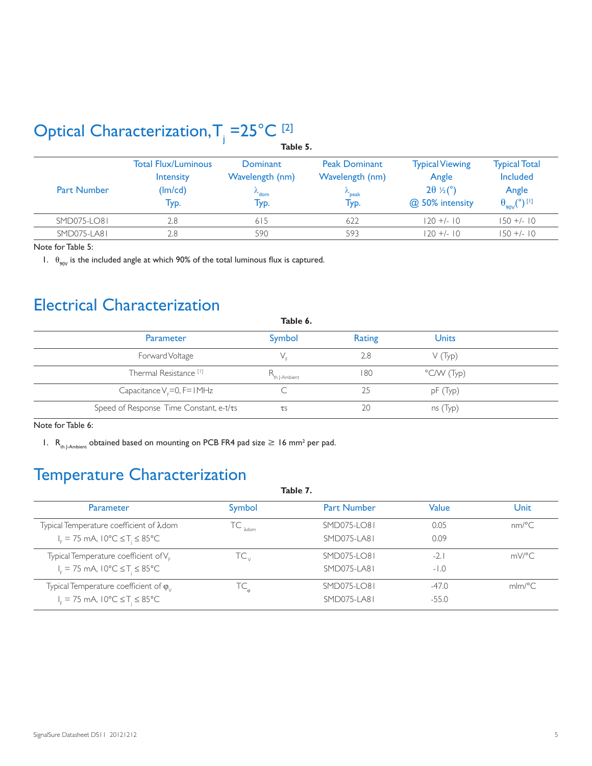## Optical Characterization, $T_j$ =25°C [2]

**Table 5.**

| Part Number | Total Flux/Luminous Intensity (lm/cd) Typ. | Dominant Wavelength (nm) $\lambda_{dom}$ Typ. | Peak Dominant Wavelength (nm) $\lambda_{peak}$ Typ. | Typical Viewing Angle $2\theta$ ½(°) @ 50% intensity | Typical Total Included Angle $\theta_{90V}$(°) [1] |
|---|---|---|---|---|---|
| SMD075-LO81 | 2.8 | 615 | 622 | 120 +/- 10 | 150 +/- 10 |
| SMD075-LA81 | 2.8 | 590 | 593 | 120 +/- 10 | 150 +/- 10 |

Note for Table 5:

1. $\theta_{90V}$ is the included angle at which 90% of the total luminous flux is captured.

## Electrical Characterization

**Table 6.**

| Parameter | Symbol | Rating | Units |
|---|---|---|---|
| Forward Voltage | $V_F$ | 2.8 | V (Typ) |
| Thermal Resistance [1] | $R_{th\ J\text{-}Ambient}$ | 180 | °C/W (Typ) |
| Capacitance $V_F$=0, F=1MHz | C | 25 | pF (Typ) |
| Speed of Response Time Constant, e-t/τs | τs | 20 | ns (Typ) |

Note for Table 6:

1. $R_{th\ J\text{-}Ambient}$ obtained based on mounting on PCB FR4 pad size ≥ 16 mm² per pad.

## Temperature Characterization

**Table 7.**

| Parameter | Symbol | Part Number | Value | Unit |
|---|---|---|---|---|
| Typical Temperature coefficient of λdom $I_F$ = 75 mA, 10°C ≤ $T_j$ ≤ 85°C | $TC_{\lambda dom}$ | SMD075-LO81 | 0.05 | nm/°C |
| | | SMD075-LA81 | 0.09 | |
| Typical Temperature coefficient of $V_F$ $I_F$ = 75 mA, 10°C ≤ $T_j$ ≤ 85°C | $TC_V$ | SMD075-LO81 | -2.1 | mV/°C |
| | | SMD075-LA81 | -1.0 | |
| Typical Temperature coefficient of $\varphi_V$ $I_F$ = 75 mA, 10°C ≤ $T_j$ ≤ 85°C | $TC_\varphi$ | SMD075-LO81 | -47.0 | mlm/°C |
| | | SMD075-LA81 | -55.0 | |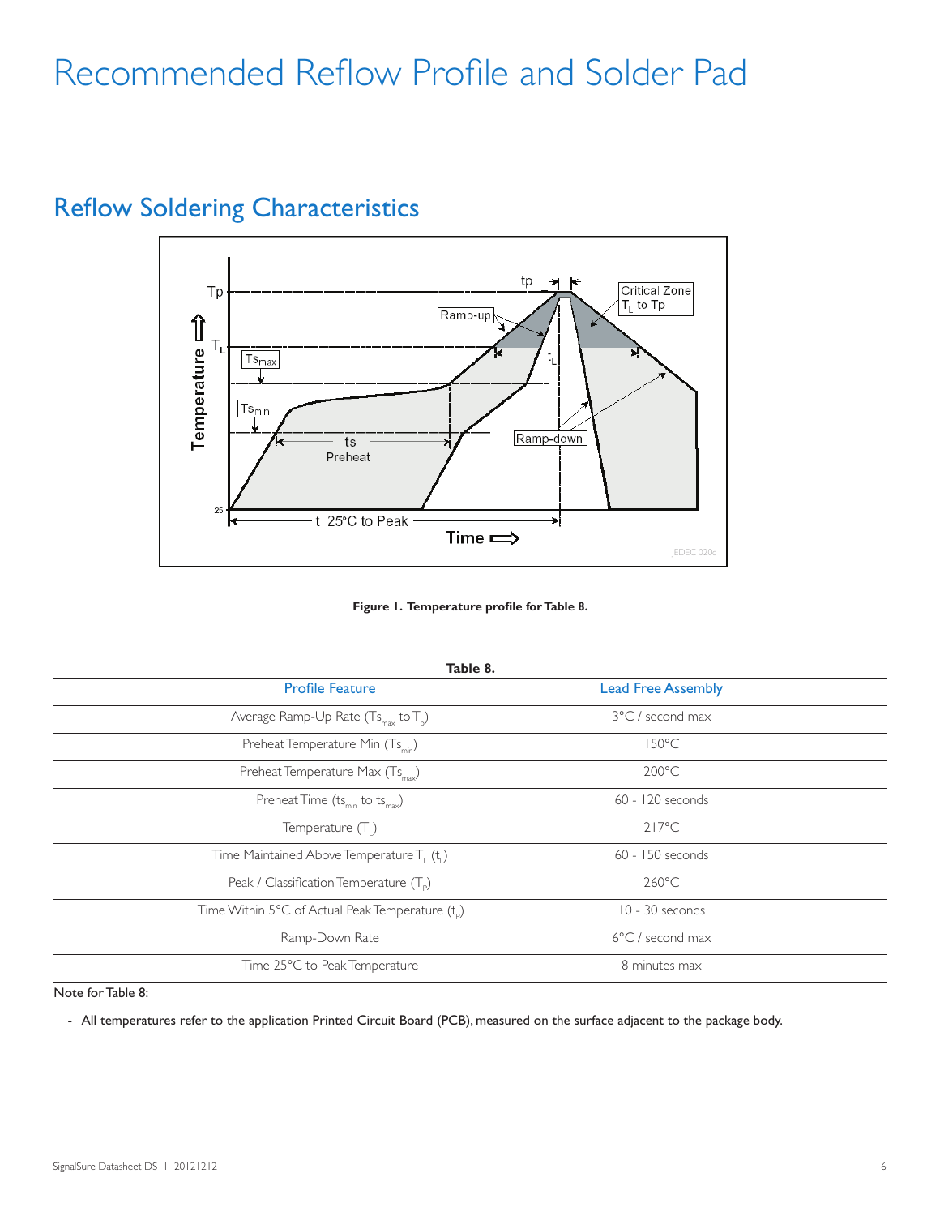# Recommended Reflow Profile and Solder Pad

## Reflow Soldering Characteristics

**Figure 1. Temperature profile for Table 8.**

**Table 8.**

| Profile Feature | Lead Free Assembly |
|---|---|
| Average Ramp-Up Rate ($Ts_{max}$ to $T_p$) | 3°C / second max |
| Preheat Temperature Min ($Ts_{min}$) | 150°C |
| Preheat Temperature Max ($Ts_{max}$) | 200°C |
| Preheat Time ($ts_{min}$ to $ts_{max}$) | 60 - 120 seconds |
| Temperature ($T_L$) | 217°C |
| Time Maintained Above Temperature $T_L$ ($t_L$) | 60 - 150 seconds |
| Peak / Classification Temperature ($T_P$) | 260°C |
| Time Within 5°C of Actual Peak Temperature ($t_p$) | 10 - 30 seconds |
| Ramp-Down Rate | 6°C / second max |
| Time 25°C to Peak Temperature | 8 minutes max |

Note for Table 8:

- All temperatures refer to the application Printed Circuit Board (PCB), measured on the surface adjacent to the package body.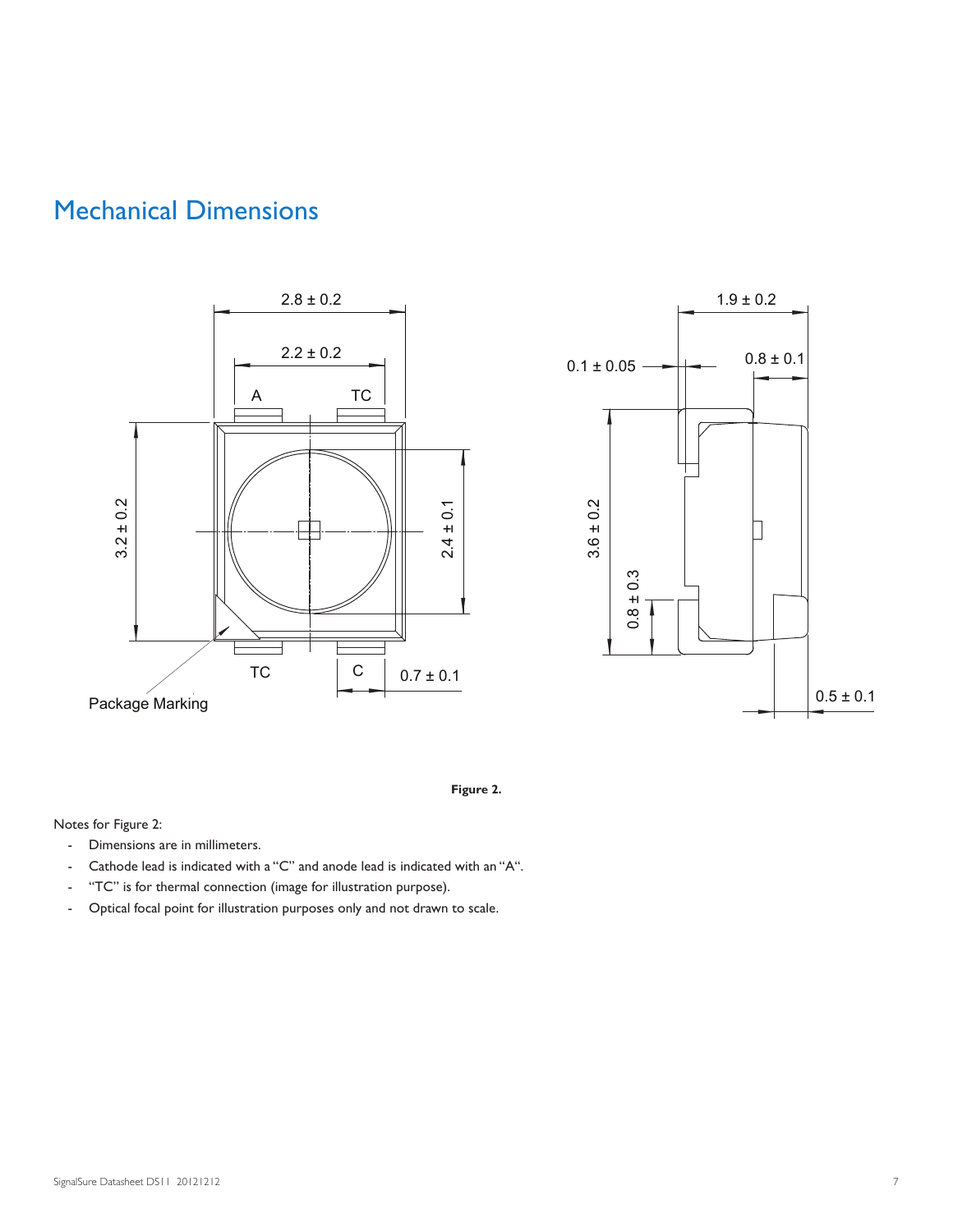## Mechanical Dimensions

**Figure 2.**

Notes for Figure 2:

- Dimensions are in millimeters.
- Cathode lead is indicated with a "C" and anode lead is indicated with an "A".
- "TC" is for thermal connection (image for illustration purpose).
- Optical focal point for illustration purposes only and not drawn to scale.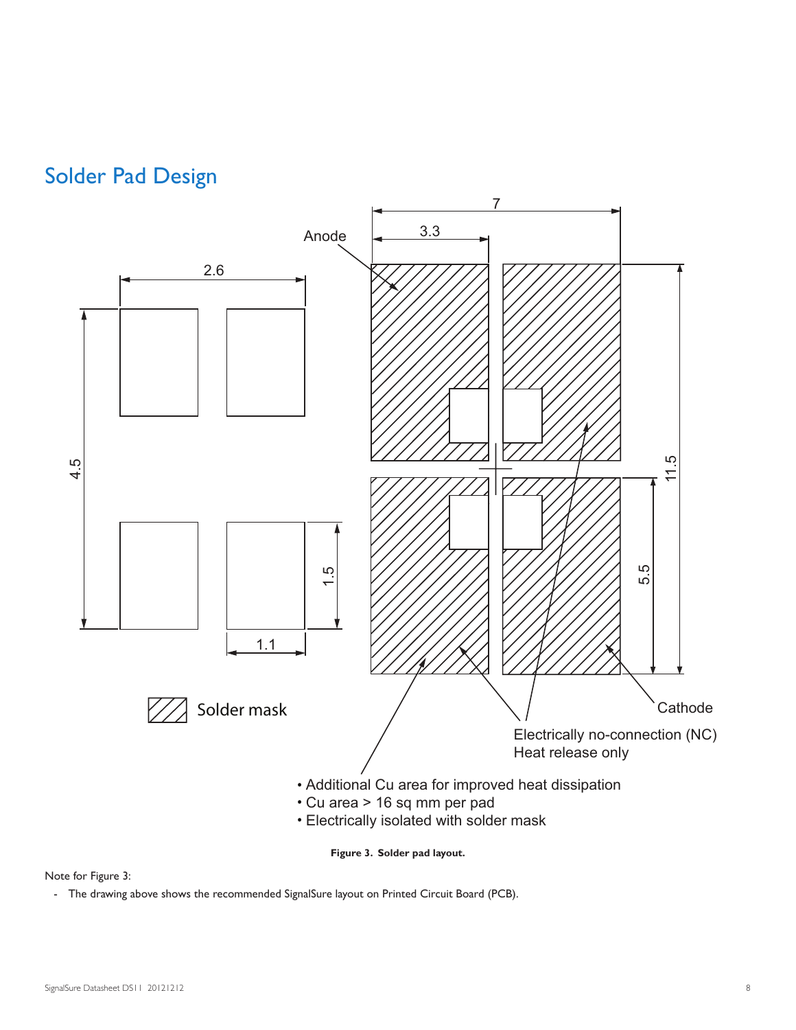## Solder Pad Design

Anode

Cathode

Solder mask

Electrically no-connection (NC)
Heat release only

- Additional Cu area for improved heat dissipation
- Cu area > 16 sq mm per pad
- Electrically isolated with solder mask

**Figure 3. Solder pad layout.**

Note for Figure 3:

- The drawing above shows the recommended SignalSure layout on Printed Circuit Board (PCB).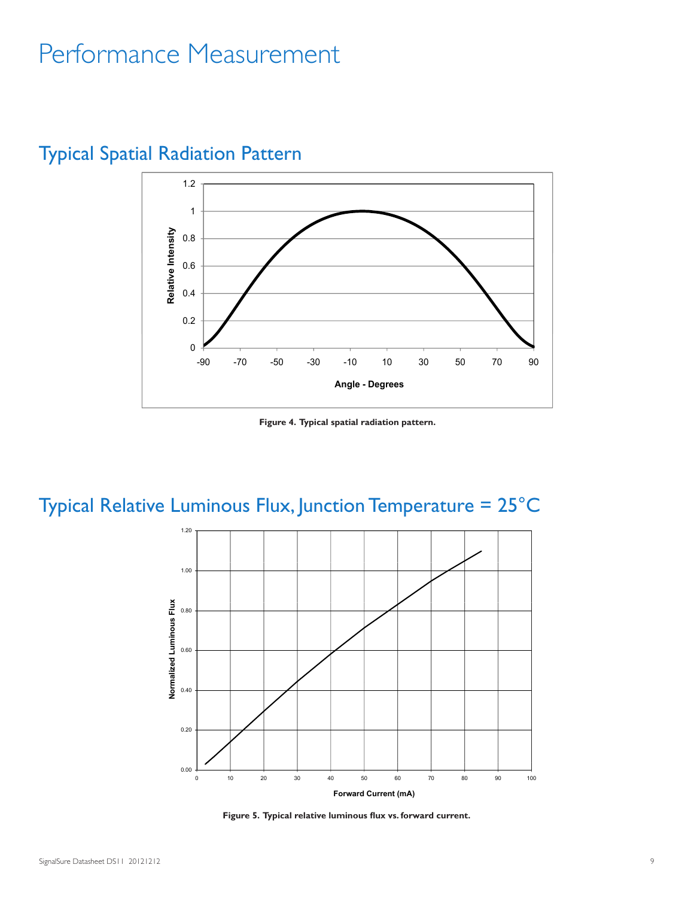# Performance Measurement

## Typical Spatial Radiation Pattern

**Figure 4. Typical spatial radiation pattern.**

## Typical Relative Luminous Flux, Junction Temperature = 25°C

**Figure 5. Typical relative luminous flux vs. forward current.**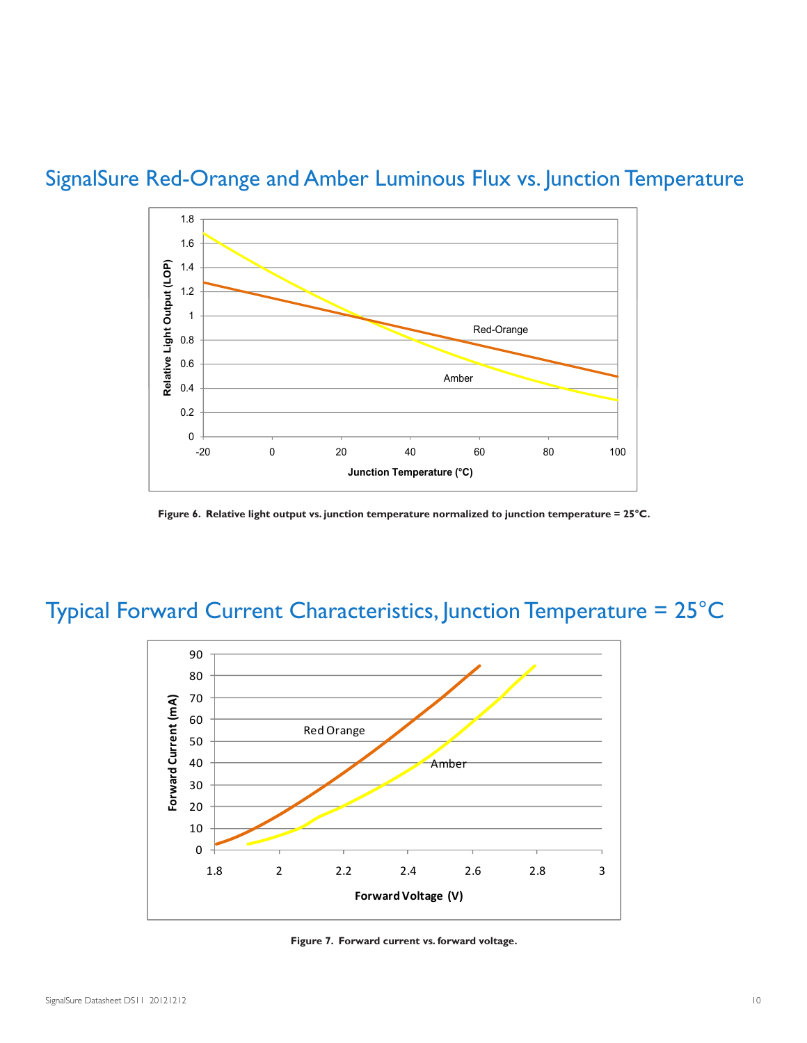## SignalSure Red-Orange and Amber Luminous Flux vs. Junction Temperature

**Figure 6. Relative light output vs. junction temperature normalized to junction temperature = 25°C.**

## Typical Forward Current Characteristics, Junction Temperature = 25°C

**Figure 7. Forward current vs. forward voltage.**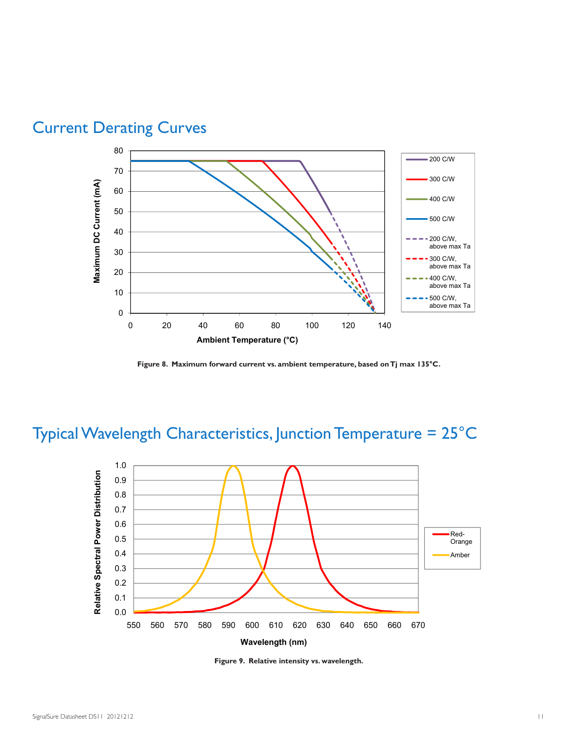## Current Derating Curves

Figure 8. Maximum forward current vs. ambient temperature, based on Tj max 135°C.

## Typical Wavelength Characteristics, Junction Temperature = 25°C

Figure 9. Relative intensity vs. wavelength.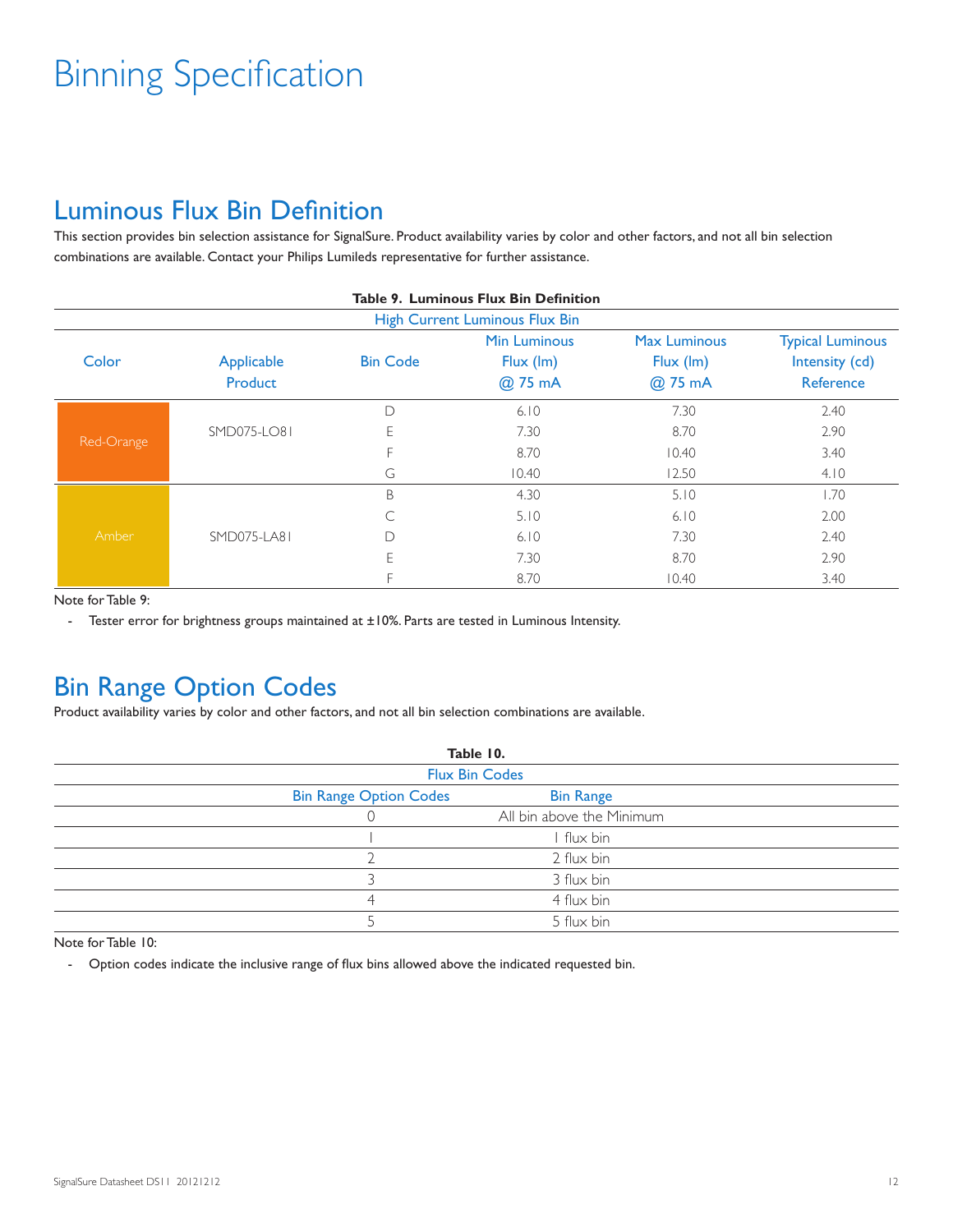# Binning Specification

## Luminous Flux Bin Definition

This section provides bin selection assistance for SignalSure. Product availability varies by color and other factors, and not all bin selection combinations are available. Contact your Philips Lumileds representative for further assistance.

**Table 9. Luminous Flux Bin Definition**

| High Current Luminous Flux Bin | | | | | |
|---|---|---|---|---|---|
| Color | Applicable Product | Bin Code | Min Luminous Flux (lm) @ 75 mA | Max Luminous Flux (lm) @ 75 mA | Typical Luminous Intensity (cd) Reference |
| Red-Orange | SMD075-LO81 | D | 6.10 | 7.30 | 2.40 |
| | | E | 7.30 | 8.70 | 2.90 |
| | | F | 8.70 | 10.40 | 3.40 |
| | | G | 10.40 | 12.50 | 4.10 |
| Amber | SMD075-LA81 | B | 4.30 | 5.10 | 1.70 |
| | | C | 5.10 | 6.10 | 2.00 |
| | | D | 6.10 | 7.30 | 2.40 |
| | | E | 7.30 | 8.70 | 2.90 |
| | | F | 8.70 | 10.40 | 3.40 |

Note for Table 9:

- Tester error for brightness groups maintained at ±10%. Parts are tested in Luminous Intensity.

## Bin Range Option Codes

Product availability varies by color and other factors, and not all bin selection combinations are available.

**Table 10.**

| Flux Bin Codes | |
|---|---|
| Bin Range Option Codes | Bin Range |
| 0 | All bin above the Minimum |
| 1 | 1 flux bin |
| 2 | 2 flux bin |
| 3 | 3 flux bin |
| 4 | 4 flux bin |
| 5 | 5 flux bin |

Note for Table 10:

- Option codes indicate the inclusive range of flux bins allowed above the indicated requested bin.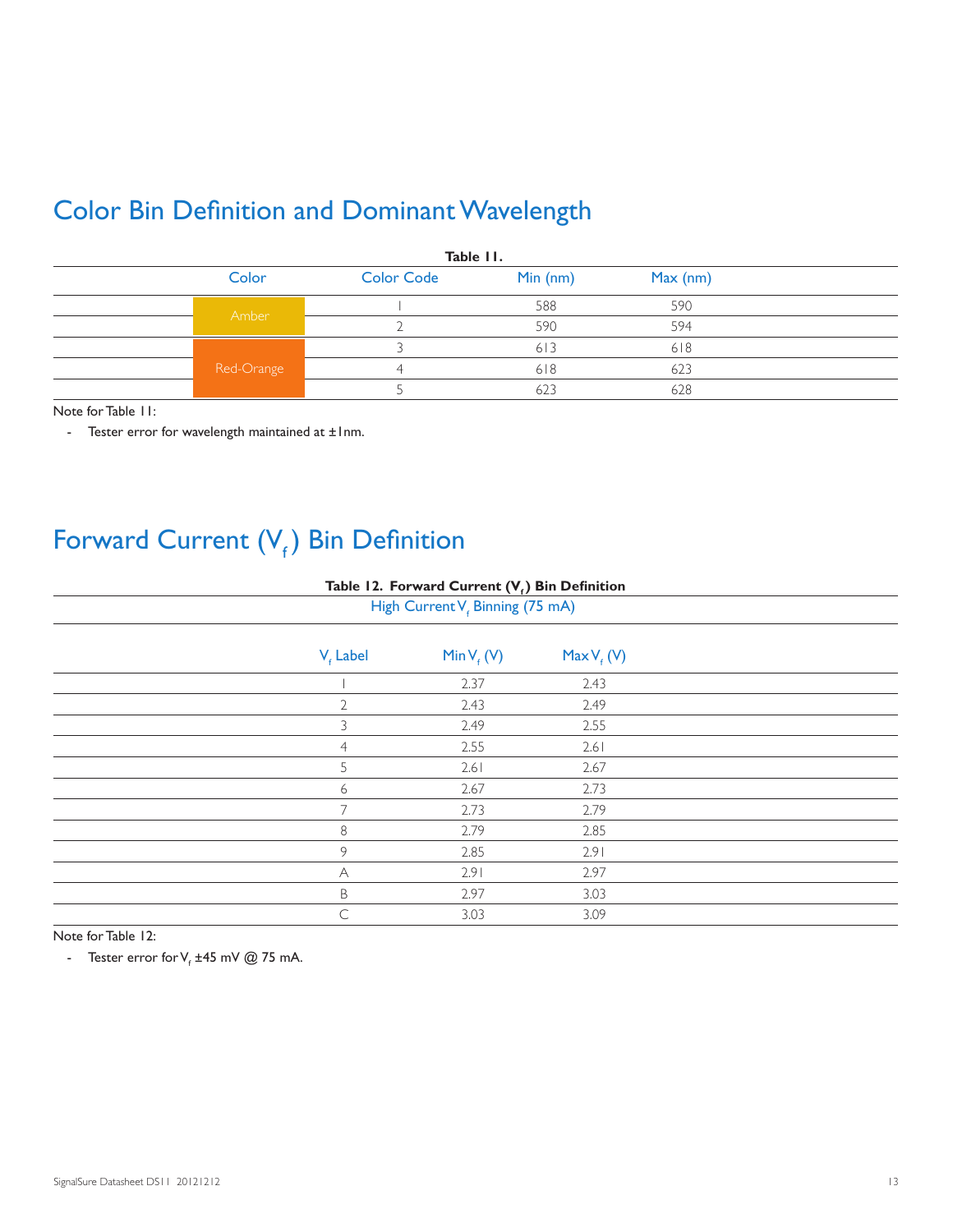## Color Bin Definition and Dominant Wavelength

**Table 11.**

| Color | Color Code | Min (nm) | Max (nm) |
|---|---|---|---|
| Amber | 1 | 588 | 590 |
| | 2 | 590 | 594 |
| Red-Orange | 3 | 613 | 618 |
| | 4 | 618 | 623 |
| | 5 | 623 | 628 |

Note for Table 11:

- Tester error for wavelength maintained at ±1nm.

## Forward Current ($V_f$) Bin Definition

**Table 12. Forward Current ($V_f$) Bin Definition**

High Current $V_f$ Binning (75 mA)

| $V_f$ Label | Min $V_f$ (V) | Max $V_f$ (V) |
|---|---|---|
| 1 | 2.37 | 2.43 |
| 2 | 2.43 | 2.49 |
| 3 | 2.49 | 2.55 |
| 4 | 2.55 | 2.61 |
| 5 | 2.61 | 2.67 |
| 6 | 2.67 | 2.73 |
| 7 | 2.73 | 2.79 |
| 8 | 2.79 | 2.85 |
| 9 | 2.85 | 2.91 |
| A | 2.91 | 2.97 |
| B | 2.97 | 3.03 |
| C | 3.03 | 3.09 |

Note for Table 12:

- Tester error for $V_f$ ±45 mV @ 75 mA.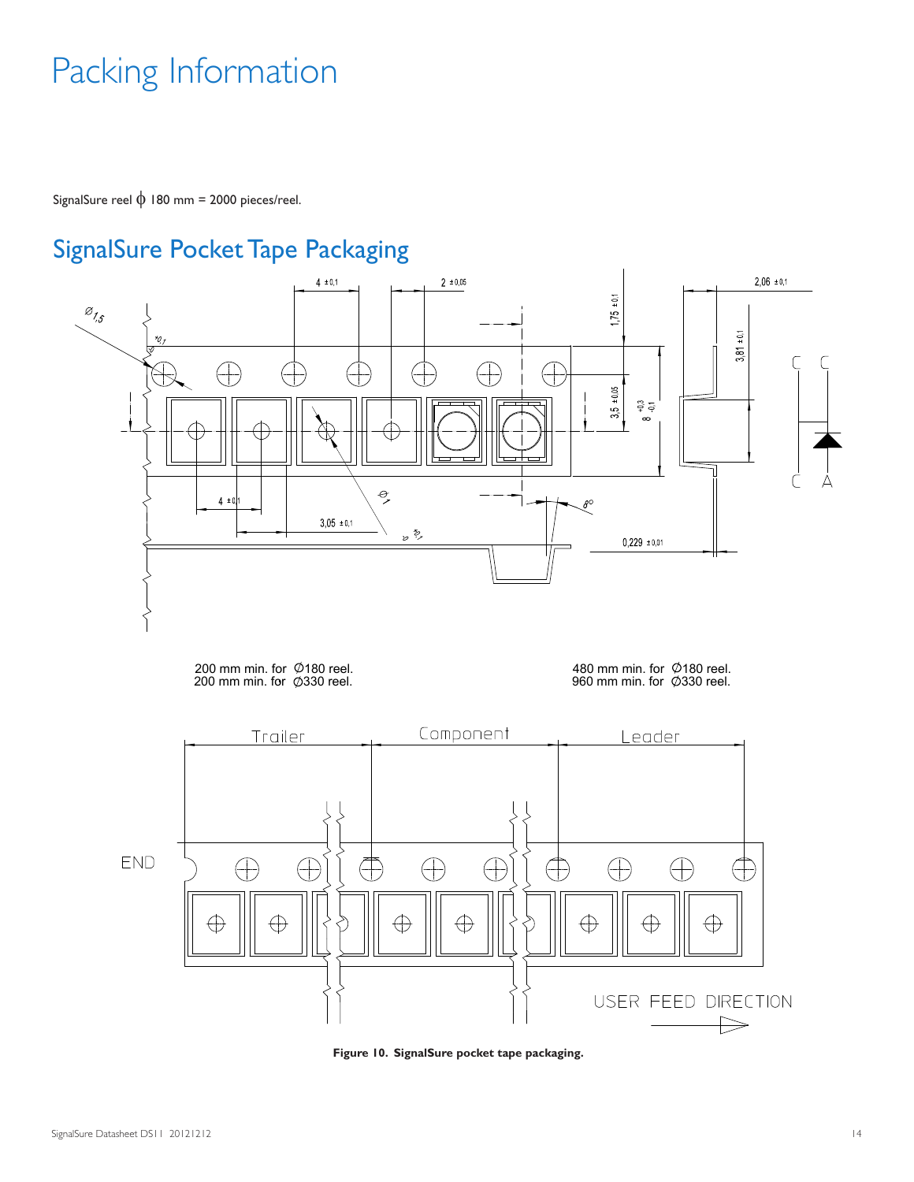# Packing Information

SignalSure reel ϕ 180 mm = 2000 pieces/reel.

## SignalSure Pocket Tape Packaging

200 mm min. for ∅180 reel.
200 mm min. for ∅330 reel.

480 mm min. for ∅180 reel.
960 mm min. for ∅330 reel.

**Figure 10. SignalSure pocket tape packaging.**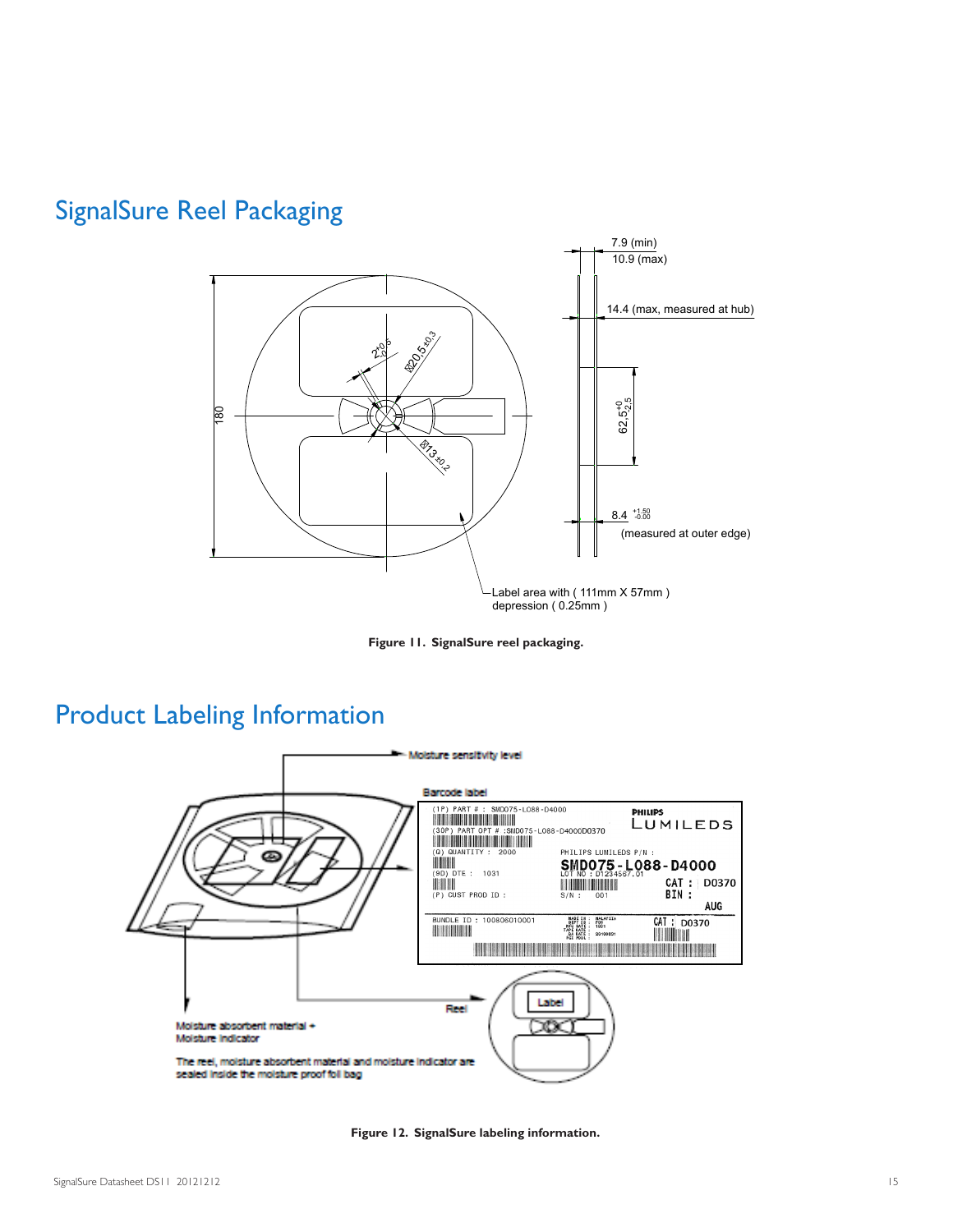## SignalSure Reel Packaging

**Figure 11. SignalSure reel packaging.**

## Product Labeling Information

**Figure 12. SignalSure labeling information.**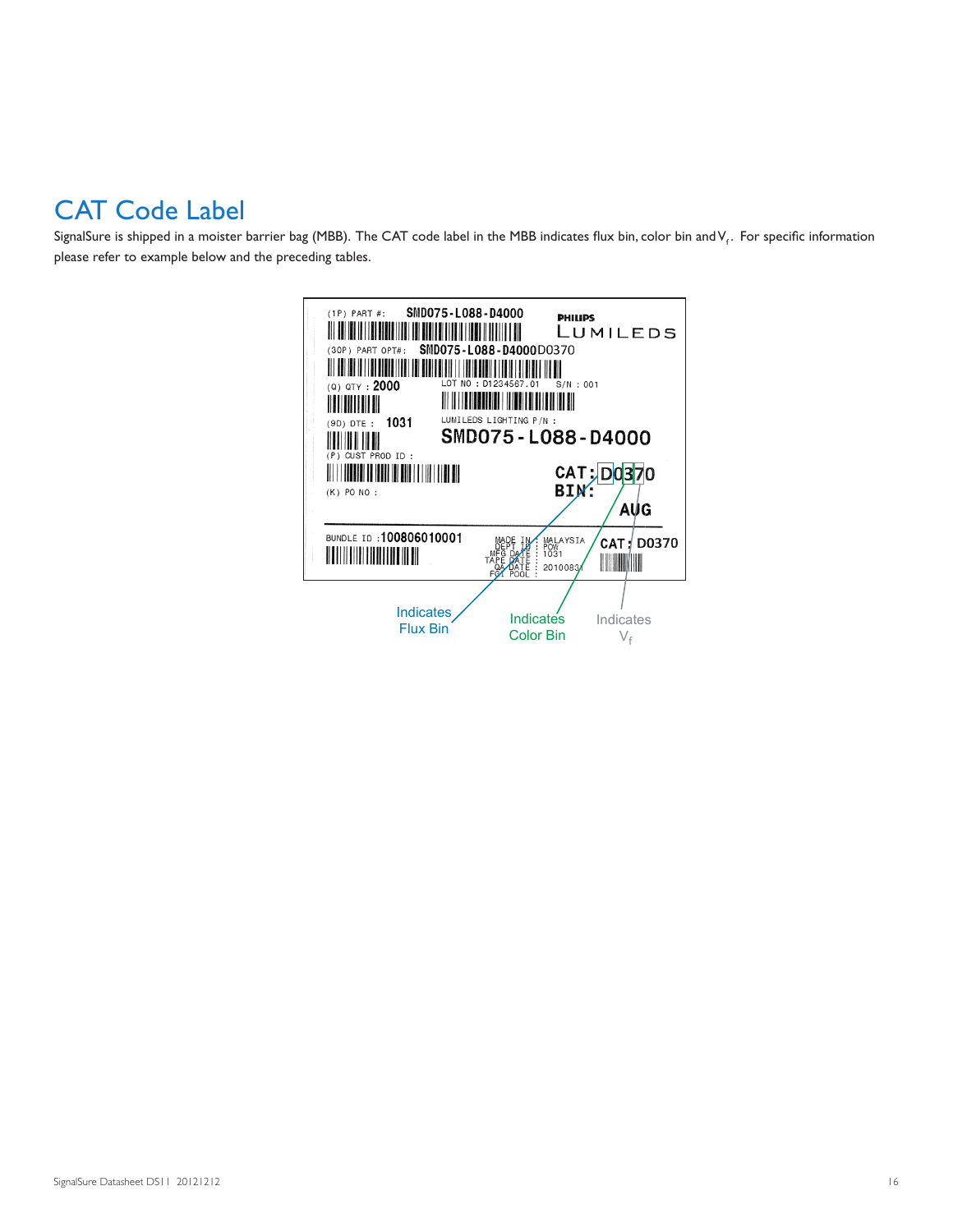# CAT Code Label

SignalSure is shipped in a moister barrier bag (MBB). The CAT code label in the MBB indicates flux bin, color bin and $V_f$. For specific information please refer to example below and the preceding tables.

(1P) PART #: SMD075-L088-D4000

PHILIPS LUMILEDS

(30P) PART OPT#: SMD075-L088-D4000D0370

(Q) QTY : 2000

LOT NO : D1234567.01

S/N : 001

(9D) DTE : 1031

LUMILEDS LIGHTING P/N :

SMD075-L088-D4000

(P) CUST PROD ID :

CAT: D0370

BIN:

(K) PO NO :

AUG

BUNDLE ID :100806010001

MADE IN : MALAYSIA
DEPT ID : POW
MFG DATE : 1031
TAPE DATE :
QA DATE : 20100831
FGI POOL :

CAT: D0370

Indicates Flux Bin

Indicates Color Bin

Indicates $V_f$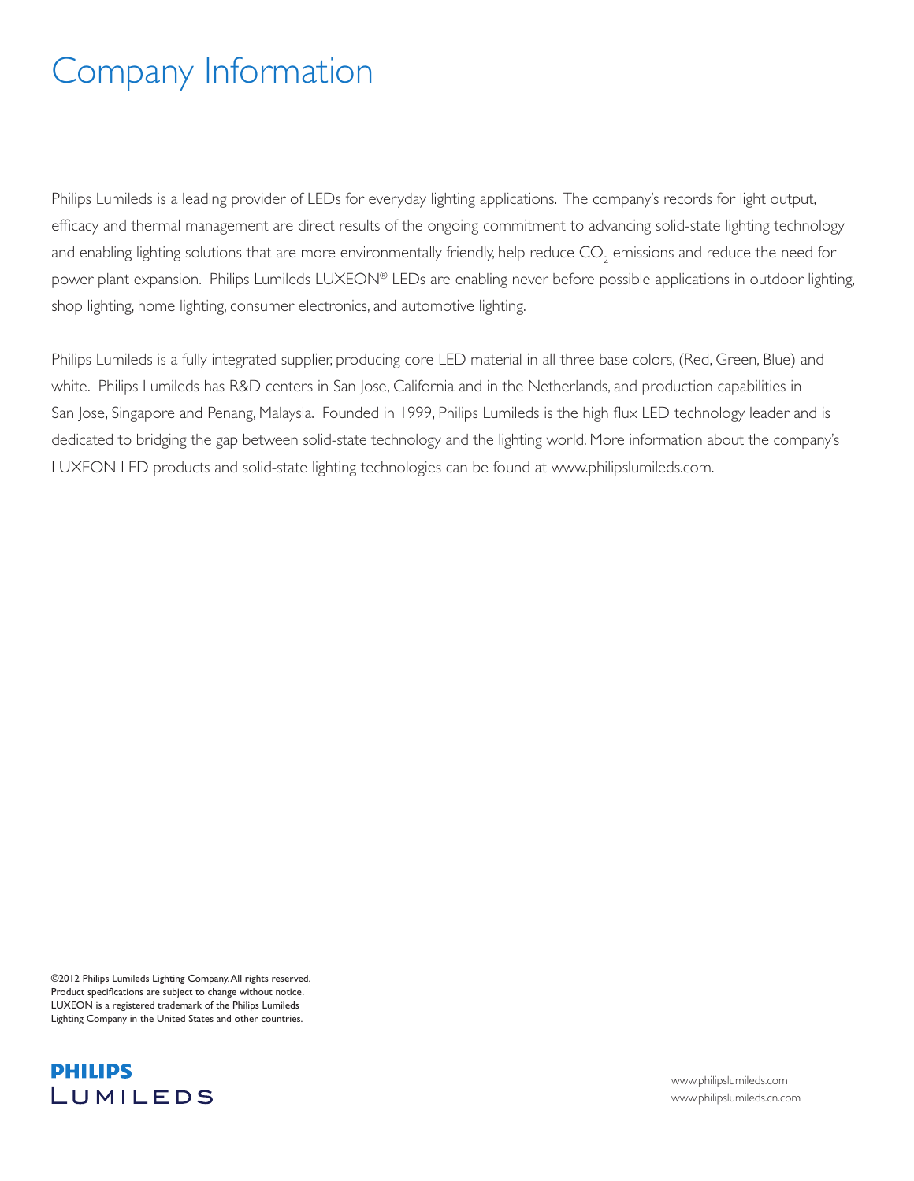# Company Information

Philips Lumileds is a leading provider of LEDs for everyday lighting applications. The company's records for light output, efficacy and thermal management are direct results of the ongoing commitment to advancing solid-state lighting technology and enabling lighting solutions that are more environmentally friendly, help reduce $CO_2$ emissions and reduce the need for power plant expansion. Philips Lumileds LUXEON® LEDs are enabling never before possible applications in outdoor lighting, shop lighting, home lighting, consumer electronics, and automotive lighting.

Philips Lumileds is a fully integrated supplier, producing core LED material in all three base colors, (Red, Green, Blue) and white. Philips Lumileds has R&D centers in San Jose, California and in the Netherlands, and production capabilities in San Jose, Singapore and Penang, Malaysia. Founded in 1999, Philips Lumileds is the high flux LED technology leader and is dedicated to bridging the gap between solid-state technology and the lighting world. More information about the company's LUXEON LED products and solid-state lighting technologies can be found at www.philipslumileds.com.

©2012 Philips Lumileds Lighting Company. All rights reserved.
Product specifications are subject to change without notice.
LUXEON is a registered trademark of the Philips Lumileds Lighting Company in the United States and other countries.

PHILIPS
LUMILEDS

www.philipslumileds.com
www.philipslumileds.cn.com